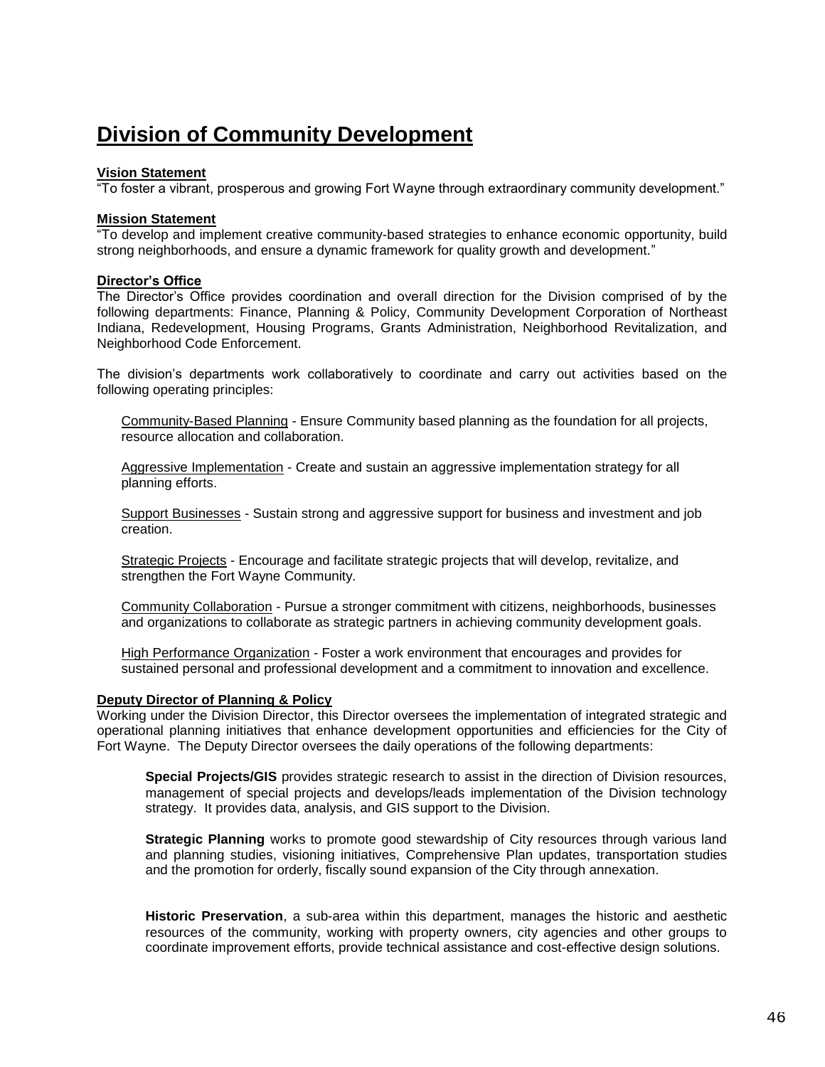# Division of Community Development

**Vision Statement**

"To foster a vibrant, prosperous and growing Fort Wayne through extraordinary community development."

**Mission Statement**

"To develop and implement creative community-based strategies to enhance economic opportunity, build strong neighborhoods, and ensure a dynamic framework for quality growth and development."

**Director's Office**

The Director's Office provides coordination and overall direction for the Division comprised of by the following departments: Finance, Planning & Policy, Community Development Corporation of Northeast Indiana, Redevelopment, Housing Programs, Grants Administration, Neighborhood Revitalization, and Neighborhood Code Enforcement.

The division's departments work collaboratively to coordinate and carry out activities based on the following operating principles:

Community-Based Planning - Ensure Community based planning as the foundation for all projects, resource allocation and collaboration.

Aggressive Implementation - Create and sustain an aggressive implementation strategy for all planning efforts.

Support Businesses - Sustain strong and aggressive support for business and investment and job creation.

Strategic Projects - Encourage and facilitate strategic projects that will develop, revitalize, and strengthen the Fort Wayne Community.

Community Collaboration - Pursue a stronger commitment with citizens, neighborhoods, businesses and organizations to collaborate as strategic partners in achieving community development goals.

High Performance Organization - Foster a work environment that encourages and provides for sustained personal and professional development and a commitment to innovation and excellence.

**Deputy Director of Planning & Policy**

Working under the Division Director, this Director oversees the implementation of integrated strategic and operational planning initiatives that enhance development opportunities and efficiencies for the City of Fort Wayne. The Deputy Director oversees the daily operations of the following departments:

**Special Projects/GIS** provides strategic research to assist in the direction of Division resources, management of special projects and develops/leads implementation of the Division technology strategy. It provides data, analysis, and GIS support to the Division.

**Strategic Planning** works to promote good stewardship of City resources through various land and planning studies, visioning initiatives, Comprehensive Plan updates, transportation studies and the promotion for orderly, fiscally sound expansion of the City through annexation.

**Historic Preservation**, a sub-area within this department, manages the historic and aesthetic resources of the community, working with property owners, city agencies and other groups to coordinate improvement efforts, provide technical assistance and cost-effective design solutions.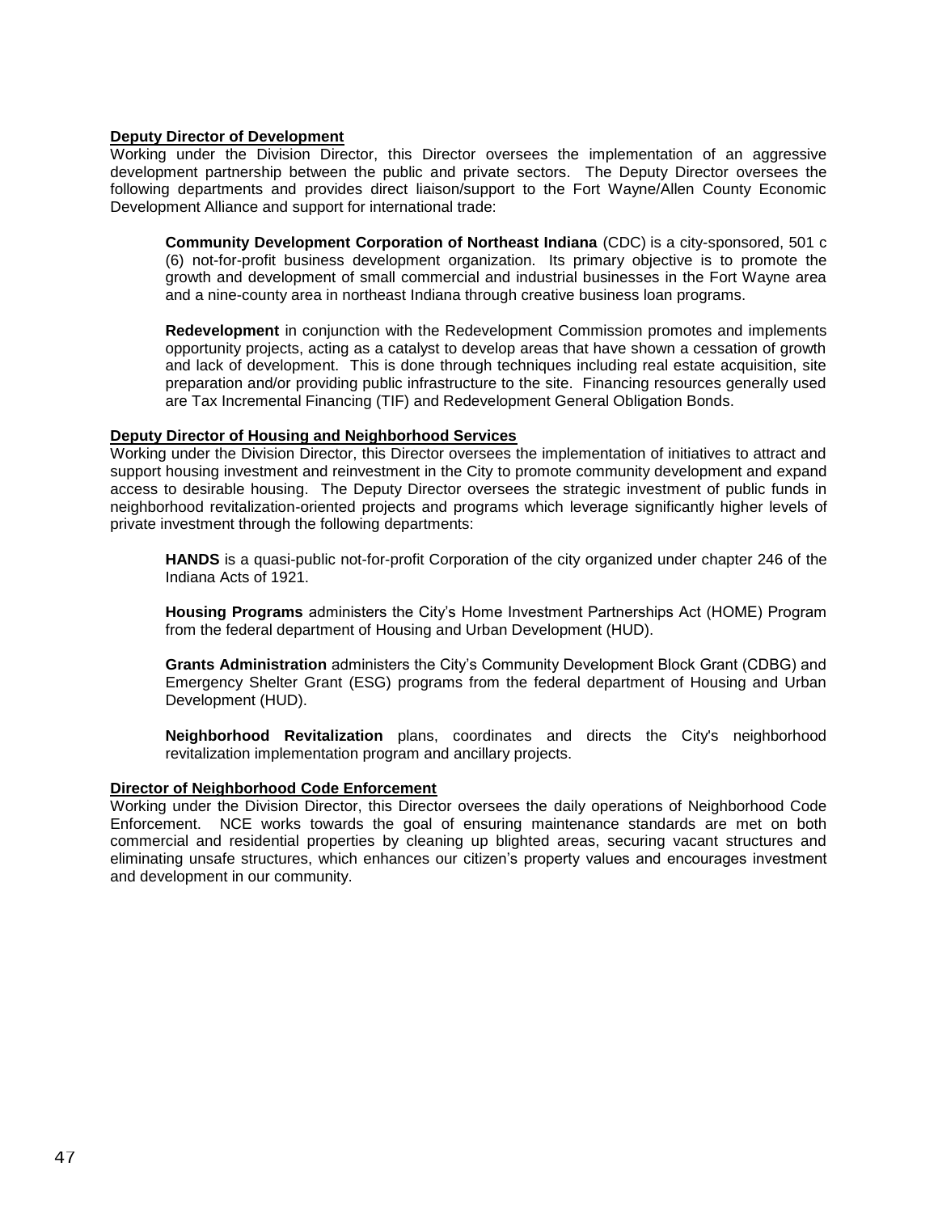**Deputy Director of Development**

Working under the Division Director, this Director oversees the implementation of an aggressive development partnership between the public and private sectors. The Deputy Director oversees the following departments and provides direct liaison/support to the Fort Wayne/Allen County Economic Development Alliance and support for international trade:

> **Community Development Corporation of Northeast Indiana** (CDC) is a city-sponsored, 501 c (6) not-for-profit business development organization. Its primary objective is to promote the growth and development of small commercial and industrial businesses in the Fort Wayne area and a nine-county area in northeast Indiana through creative business loan programs.
>
> **Redevelopment** in conjunction with the Redevelopment Commission promotes and implements opportunity projects, acting as a catalyst to develop areas that have shown a cessation of growth and lack of development. This is done through techniques including real estate acquisition, site preparation and/or providing public infrastructure to the site. Financing resources generally used are Tax Incremental Financing (TIF) and Redevelopment General Obligation Bonds.

**Deputy Director of Housing and Neighborhood Services**

Working under the Division Director, this Director oversees the implementation of initiatives to attract and support housing investment and reinvestment in the City to promote community development and expand access to desirable housing. The Deputy Director oversees the strategic investment of public funds in neighborhood revitalization-oriented projects and programs which leverage significantly higher levels of private investment through the following departments:

> **HANDS** is a quasi-public not-for-profit Corporation of the city organized under chapter 246 of the Indiana Acts of 1921.
>
> **Housing Programs** administers the City's Home Investment Partnerships Act (HOME) Program from the federal department of Housing and Urban Development (HUD).
>
> **Grants Administration** administers the City's Community Development Block Grant (CDBG) and Emergency Shelter Grant (ESG) programs from the federal department of Housing and Urban Development (HUD).
>
> **Neighborhood Revitalization** plans, coordinates and directs the City's neighborhood revitalization implementation program and ancillary projects.

**Director of Neighborhood Code Enforcement**

Working under the Division Director, this Director oversees the daily operations of Neighborhood Code Enforcement. NCE works towards the goal of ensuring maintenance standards are met on both commercial and residential properties by cleaning up blighted areas, securing vacant structures and eliminating unsafe structures, which enhances our citizen's property values and encourages investment and development in our community.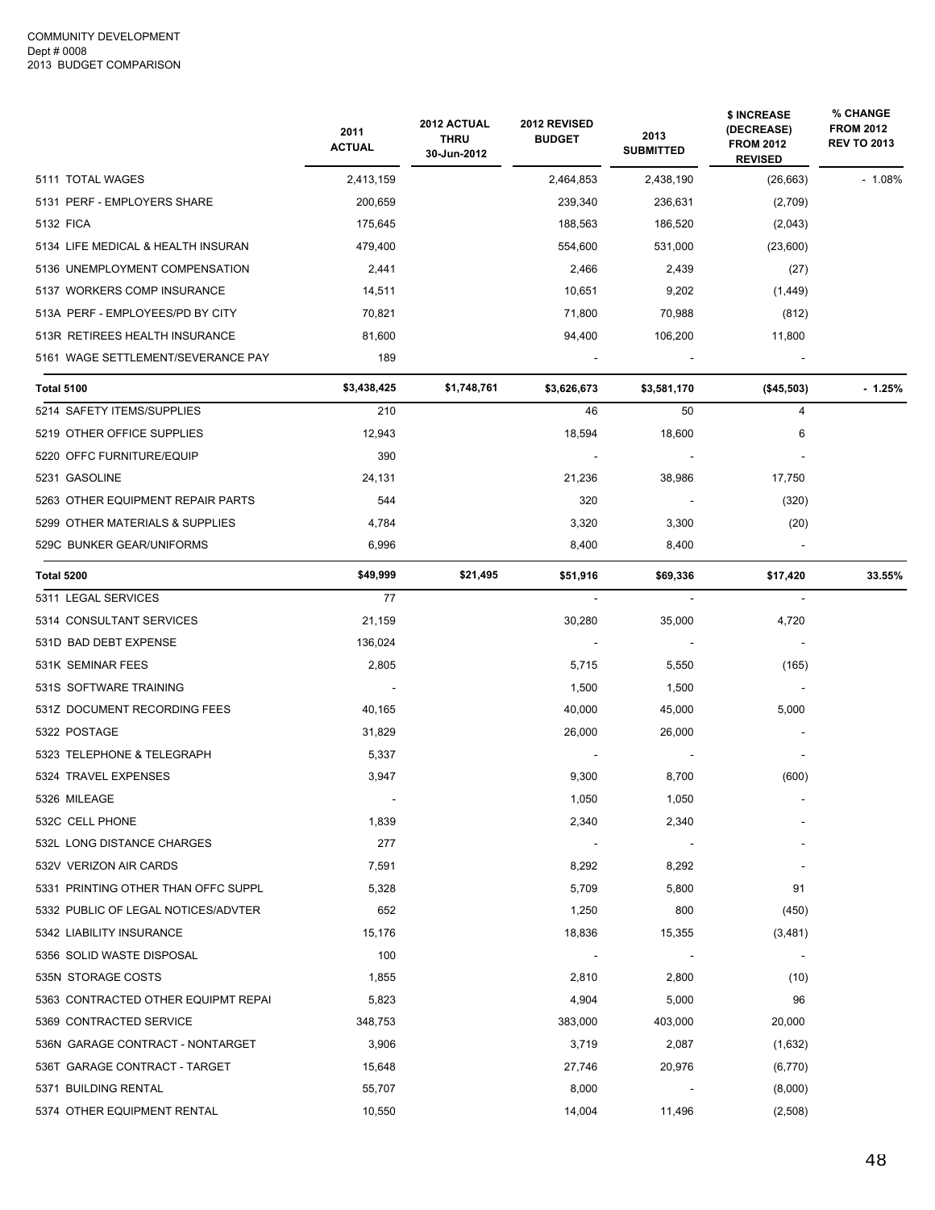COMMUNITY DEVELOPMENT
Dept # 0008
2013 BUDGET COMPARISON

| | 2011 ACTUAL | 2012 ACTUAL THRU 30-Jun-2012 | 2012 REVISED BUDGET | 2013 SUBMITTED | $ INCREASE (DECREASE) FROM 2012 REVISED | % CHANGE FROM 2012 REV TO 2013 |
|---|---|---|---|---|---|---|
| 5111 TOTAL WAGES | 2,413,159 | | 2,464,853 | 2,438,190 | (26,663) | - 1.08% |
| 5131 PERF - EMPLOYERS SHARE | 200,659 | | 239,340 | 236,631 | (2,709) | |
| 5132 FICA | 175,645 | | 188,563 | 186,520 | (2,043) | |
| 5134 LIFE MEDICAL & HEALTH INSURAN | 479,400 | | 554,600 | 531,000 | (23,600) | |
| 5136 UNEMPLOYMENT COMPENSATION | 2,441 | | 2,466 | 2,439 | (27) | |
| 5137 WORKERS COMP INSURANCE | 14,511 | | 10,651 | 9,202 | (1,449) | |
| 513A PERF - EMPLOYEES/PD BY CITY | 70,821 | | 71,800 | 70,988 | (812) | |
| 513R RETIREES HEALTH INSURANCE | 81,600 | | 94,400 | 106,200 | 11,800 | |
| 5161 WAGE SETTLEMENT/SEVERANCE PAY | 189 | | - | - | - | |
| **Total 5100** | **$3,438,425** | **$1,748,761** | **$3,626,673** | **$3,581,170** | **($45,503)** | **- 1.25%** |
| 5214 SAFETY ITEMS/SUPPLIES | 210 | | 46 | 50 | 4 | |
| 5219 OTHER OFFICE SUPPLIES | 12,943 | | 18,594 | 18,600 | 6 | |
| 5220 OFFC FURNITURE/EQUIP | 390 | | - | - | - | |
| 5231 GASOLINE | 24,131 | | 21,236 | 38,986 | 17,750 | |
| 5263 OTHER EQUIPMENT REPAIR PARTS | 544 | | 320 | - | (320) | |
| 5299 OTHER MATERIALS & SUPPLIES | 4,784 | | 3,320 | 3,300 | (20) | |
| 529C BUNKER GEAR/UNIFORMS | 6,996 | | 8,400 | 8,400 | - | |
| **Total 5200** | **$49,999** | **$21,495** | **$51,916** | **$69,336** | **$17,420** | **33.55%** |
| 5311 LEGAL SERVICES | 77 | | - | - | - | |
| 5314 CONSULTANT SERVICES | 21,159 | | 30,280 | 35,000 | 4,720 | |
| 531D BAD DEBT EXPENSE | 136,024 | | - | - | - | |
| 531K SEMINAR FEES | 2,805 | | 5,715 | 5,550 | (165) | |
| 531S SOFTWARE TRAINING | - | | 1,500 | 1,500 | - | |
| 531Z DOCUMENT RECORDING FEES | 40,165 | | 40,000 | 45,000 | 5,000 | |
| 5322 POSTAGE | 31,829 | | 26,000 | 26,000 | - | |
| 5323 TELEPHONE & TELEGRAPH | 5,337 | | - | - | - | |
| 5324 TRAVEL EXPENSES | 3,947 | | 9,300 | 8,700 | (600) | |
| 5326 MILEAGE | - | | 1,050 | 1,050 | - | |
| 532C CELL PHONE | 1,839 | | 2,340 | 2,340 | - | |
| 532L LONG DISTANCE CHARGES | 277 | | - | - | - | |
| 532V VERIZON AIR CARDS | 7,591 | | 8,292 | 8,292 | - | |
| 5331 PRINTING OTHER THAN OFFC SUPPL | 5,328 | | 5,709 | 5,800 | 91 | |
| 5332 PUBLIC OF LEGAL NOTICES/ADVTER | 652 | | 1,250 | 800 | (450) | |
| 5342 LIABILITY INSURANCE | 15,176 | | 18,836 | 15,355 | (3,481) | |
| 5356 SOLID WASTE DISPOSAL | 100 | | - | - | - | |
| 535N STORAGE COSTS | 1,855 | | 2,810 | 2,800 | (10) | |
| 5363 CONTRACTED OTHER EQUIPMT REPAI | 5,823 | | 4,904 | 5,000 | 96 | |
| 5369 CONTRACTED SERVICE | 348,753 | | 383,000 | 403,000 | 20,000 | |
| 536N GARAGE CONTRACT - NONTARGET | 3,906 | | 3,719 | 2,087 | (1,632) | |
| 536T GARAGE CONTRACT - TARGET | 15,648 | | 27,746 | 20,976 | (6,770) | |
| 5371 BUILDING RENTAL | 55,707 | | 8,000 | - | (8,000) | |
| 5374 OTHER EQUIPMENT RENTAL | 10,550 | | 14,004 | 11,496 | (2,508) | |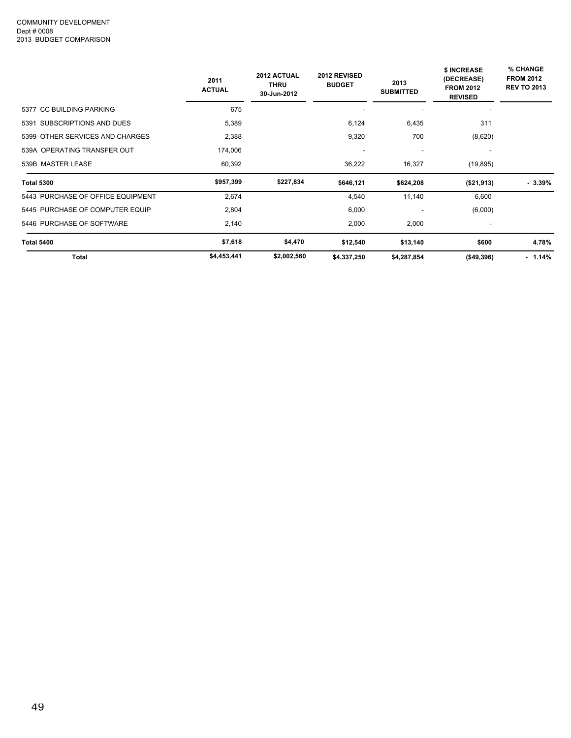COMMUNITY DEVELOPMENT
Dept # 0008
2013 BUDGET COMPARISON

| | 2011 ACTUAL | 2012 ACTUAL THRU 30-Jun-2012 | 2012 REVISED BUDGET | 2013 SUBMITTED | $ INCREASE (DECREASE) FROM 2012 REVISED | % CHANGE FROM 2012 REV TO 2013 |
|---|---|---|---|---|---|---|
| 5377 CC BUILDING PARKING | 675 | | - | - | - | |
| 5391 SUBSCRIPTIONS AND DUES | 5,389 | | 6,124 | 6,435 | 311 | |
| 5399 OTHER SERVICES AND CHARGES | 2,388 | | 9,320 | 700 | (8,620) | |
| 539A OPERATING TRANSFER OUT | 174,006 | | - | - | - | |
| 539B MASTER LEASE | 60,392 | | 36,222 | 16,327 | (19,895) | |
| **Total 5300** | **$957,399** | **$227,834** | **$646,121** | **$624,208** | **($21,913)** | **- 3.39%** |
| 5443 PURCHASE OF OFFICE EQUIPMENT | 2,674 | | 4,540 | 11,140 | 6,600 | |
| 5445 PURCHASE OF COMPUTER EQUIP | 2,804 | | 6,000 | - | (6,000) | |
| 5446 PURCHASE OF SOFTWARE | 2,140 | | 2,000 | 2,000 | - | |
| **Total 5400** | **$7,618** | **$4,470** | **$12,540** | **$13,140** | **$600** | **4.78%** |
| **Total** | **$4,453,441** | **$2,002,560** | **$4,337,250** | **$4,287,854** | **($49,396)** | **- 1.14%** |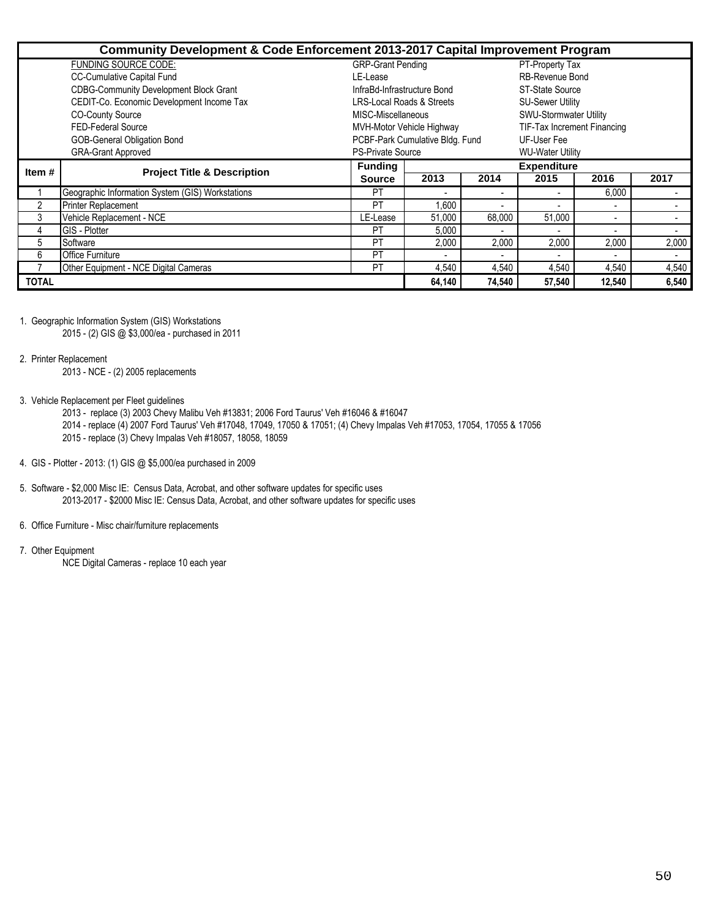## Community Development & Code Enforcement 2013-2017 Capital Improvement Program

| | | |
|---|---|---|
| FUNDING SOURCE CODE: | GRP-Grant Pending | PT-Property Tax |
| CC-Cumulative Capital Fund | LE-Lease | RB-Revenue Bond |
| CDBG-Community Development Block Grant | InfraBd-Infrastructure Bond | ST-State Source |
| CEDIT-Co. Economic Development Income Tax | LRS-Local Roads & Streets | SU-Sewer Utility |
| CO-County Source | MISC-Miscellaneous | SWU-Stormwater Utility |
| FED-Federal Source | MVH-Motor Vehicle Highway | TIF-Tax Increment Financing |
| GOB-General Obligation Bond | PCBF-Park Cumulative Bldg. Fund | UF-User Fee |
| GRA-Grant Approved | PS-Private Source | WU-Water Utility |

| Item # | Project Title & Description | Funding Source | Expenditure 2013 | 2014 | 2015 | 2016 | 2017 |
|---|---|---|---|---|---|---|---|
| 1 | Geographic Information System (GIS) Workstations | PT | - | - | - | 6,000 | - |
| 2 | Printer Replacement | PT | 1,600 | - | - | - | - |
| 3 | Vehicle Replacement - NCE | LE-Lease | 51,000 | 68,000 | 51,000 | - | - |
| 4 | GIS - Plotter | PT | 5,000 | - | - | - | - |
| 5 | Software | PT | 2,000 | 2,000 | 2,000 | 2,000 | 2,000 |
| 6 | Office Furniture | PT | - | - | - | - | - |
| 7 | Other Equipment - NCE Digital Cameras | PT | 4,540 | 4,540 | 4,540 | 4,540 | 4,540 |
| **TOTAL** | | | **64,140** | **74,540** | **57,540** | **12,540** | **6,540** |

1. Geographic Information System (GIS) Workstations
   2015 - (2) GIS @ $3,000/ea - purchased in 2011

2. Printer Replacement
   2013 - NCE - (2) 2005 replacements

3. Vehicle Replacement per Fleet guidelines
   2013 - replace (3) 2003 Chevy Malibu Veh #13831; 2006 Ford Taurus' Veh #16046 & #16047
   2014 - replace (4) 2007 Ford Taurus' Veh #17048, 17049, 17050 & 17051; (4) Chevy Impalas Veh #17053, 17054, 17055 & 17056
   2015 - replace (3) Chevy Impalas Veh #18057, 18058, 18059

4. GIS - Plotter - 2013: (1) GIS @ $5,000/ea purchased in 2009

5. Software - $2,000 Misc IE: Census Data, Acrobat, and other software updates for specific uses
   2013-2017 - $2000 Misc IE: Census Data, Acrobat, and other software updates for specific uses

6. Office Furniture - Misc chair/furniture replacements

7. Other Equipment
   NCE Digital Cameras - replace 10 each year